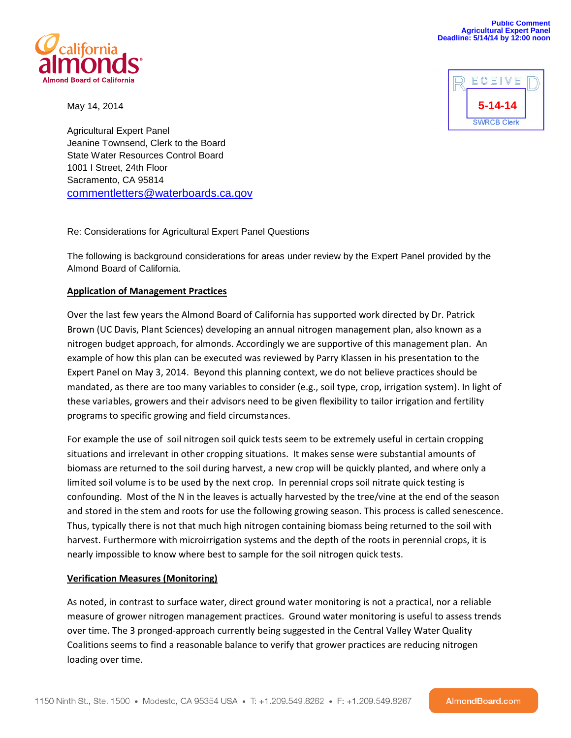Public Comment
Agricultural Expert Panel
Deadline: 5/14/14 by 12:00 noon

RECEIVED
5-14-14
SWRCB Clerk

california almonds
Almond Board of California

May 14, 2014

Agricultural Expert Panel
Jeanine Townsend, Clerk to the Board
State Water Resources Control Board
1001 I Street, 24th Floor
Sacramento, CA 95814
commentletters@waterboards.ca.gov

Re: Considerations for Agricultural Expert Panel Questions

The following is background considerations for areas under review by the Expert Panel provided by the Almond Board of California.

**Application of Management Practices**

Over the last few years the Almond Board of California has supported work directed by Dr. Patrick Brown (UC Davis, Plant Sciences) developing an annual nitrogen management plan, also known as a nitrogen budget approach, for almonds. Accordingly we are supportive of this management plan. An example of how this plan can be executed was reviewed by Parry Klassen in his presentation to the Expert Panel on May 3, 2014. Beyond this planning context, we do not believe practices should be mandated, as there are too many variables to consider (e.g., soil type, crop, irrigation system). In light of these variables, growers and their advisors need to be given flexibility to tailor irrigation and fertility programs to specific growing and field circumstances.

For example the use of soil nitrogen soil quick tests seem to be extremely useful in certain cropping situations and irrelevant in other cropping situations. It makes sense were substantial amounts of biomass are returned to the soil during harvest, a new crop will be quickly planted, and where only a limited soil volume is to be used by the next crop. In perennial crops soil nitrate quick testing is confounding. Most of the N in the leaves is actually harvested by the tree/vine at the end of the season and stored in the stem and roots for use the following growing season. This process is called senescence. Thus, typically there is not that much high nitrogen containing biomass being returned to the soil with harvest. Furthermore with microirrigation systems and the depth of the roots in perennial crops, it is nearly impossible to know where best to sample for the soil nitrogen quick tests.

**Verification Measures (Monitoring)**

As noted, in contrast to surface water, direct ground water monitoring is not a practical, nor a reliable measure of grower nitrogen management practices. Ground water monitoring is useful to assess trends over time. The 3 pronged-approach currently being suggested in the Central Valley Water Quality Coalitions seems to find a reasonable balance to verify that grower practices are reducing nitrogen loading over time.

1150 Ninth St., Ste. 1500 • Modesto, CA 95354 USA • T: +1.209.549.8262 • F: +1.209.549.8267   AlmondBoard.com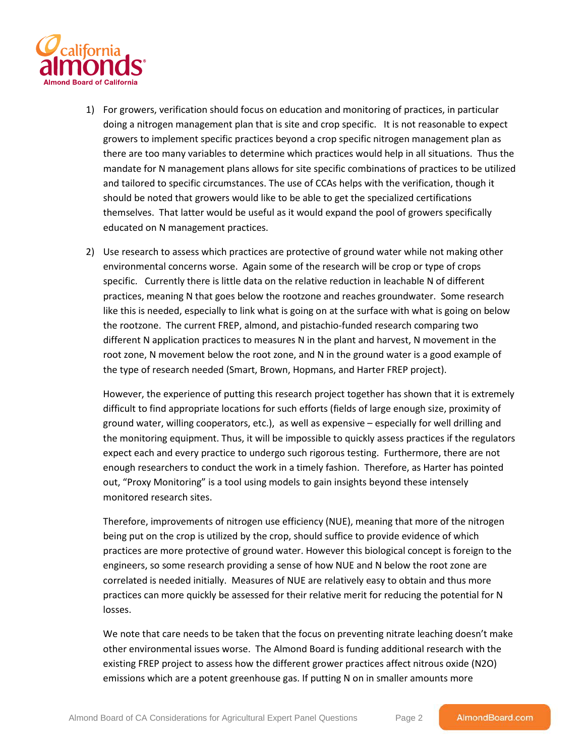1) For growers, verification should focus on education and monitoring of practices, in particular doing a nitrogen management plan that is site and crop specific. It is not reasonable to expect growers to implement specific practices beyond a crop specific nitrogen management plan as there are too many variables to determine which practices would help in all situations. Thus the mandate for N management plans allows for site specific combinations of practices to be utilized and tailored to specific circumstances. The use of CCAs helps with the verification, though it should be noted that growers would like to be able to get the specialized certifications themselves. That latter would be useful as it would expand the pool of growers specifically educated on N management practices.

2) Use research to assess which practices are protective of ground water while not making other environmental concerns worse. Again some of the research will be crop or type of crops specific. Currently there is little data on the relative reduction in leachable N of different practices, meaning N that goes below the rootzone and reaches groundwater. Some research like this is needed, especially to link what is going on at the surface with what is going on below the rootzone. The current FREP, almond, and pistachio-funded research comparing two different N application practices to measures N in the plant and harvest, N movement in the root zone, N movement below the root zone, and N in the ground water is a good example of the type of research needed (Smart, Brown, Hopmans, and Harter FREP project).

   However, the experience of putting this research project together has shown that it is extremely difficult to find appropriate locations for such efforts (fields of large enough size, proximity of ground water, willing cooperators, etc.), as well as expensive – especially for well drilling and the monitoring equipment. Thus, it will be impossible to quickly assess practices if the regulators expect each and every practice to undergo such rigorous testing. Furthermore, there are not enough researchers to conduct the work in a timely fashion. Therefore, as Harter has pointed out, "Proxy Monitoring" is a tool using models to gain insights beyond these intensely monitored research sites.

   Therefore, improvements of nitrogen use efficiency (NUE), meaning that more of the nitrogen being put on the crop is utilized by the crop, should suffice to provide evidence of which practices are more protective of ground water. However this biological concept is foreign to the engineers, so some research providing a sense of how NUE and N below the root zone are correlated is needed initially. Measures of NUE are relatively easy to obtain and thus more practices can more quickly be assessed for their relative merit for reducing the potential for N losses.

   We note that care needs to be taken that the focus on preventing nitrate leaching doesn't make other environmental issues worse. The Almond Board is funding additional research with the existing FREP project to assess how the different grower practices affect nitrous oxide ($N_2O$) emissions which are a potent greenhouse gas. If putting N on in smaller amounts more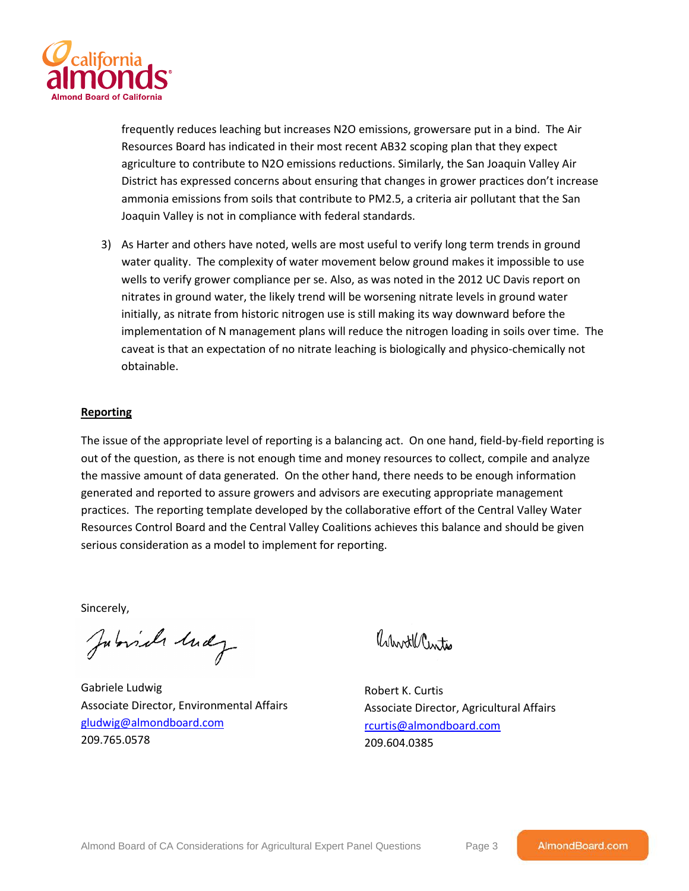frequently reduces leaching but increases $N_2O$ emissions, growersare put in a bind. The Air Resources Board has indicated in their most recent AB32 scoping plan that they expect agriculture to contribute to $N_2O$ emissions reductions. Similarly, the San Joaquin Valley Air District has expressed concerns about ensuring that changes in grower practices don't increase ammonia emissions from soils that contribute to PM2.5, a criteria air pollutant that the San Joaquin Valley is not in compliance with federal standards.

3) As Harter and others have noted, wells are most useful to verify long term trends in ground water quality. The complexity of water movement below ground makes it impossible to use wells to verify grower compliance per se. Also, as was noted in the 2012 UC Davis report on nitrates in ground water, the likely trend will be worsening nitrate levels in ground water initially, as nitrate from historic nitrogen use is still making its way downward before the implementation of N management plans will reduce the nitrogen loading in soils over time. The caveat is that an expectation of no nitrate leaching is biologically and physico-chemically not obtainable.

**Reporting**

The issue of the appropriate level of reporting is a balancing act. On one hand, field-by-field reporting is out of the question, as there is not enough time and money resources to collect, compile and analyze the massive amount of data generated. On the other hand, there needs to be enough information generated and reported to assure growers and advisors are executing appropriate management practices. The reporting template developed by the collaborative effort of the Central Valley Water Resources Control Board and the Central Valley Coalitions achieves this balance and should be given serious consideration as a model to implement for reporting.

Sincerely,

Gabriele Ludwig
Associate Director, Environmental Affairs
gludwig@almondboard.com
209.765.0578

Robert K. Curtis
Associate Director, Agricultural Affairs
rcurtis@almondboard.com
209.604.0385